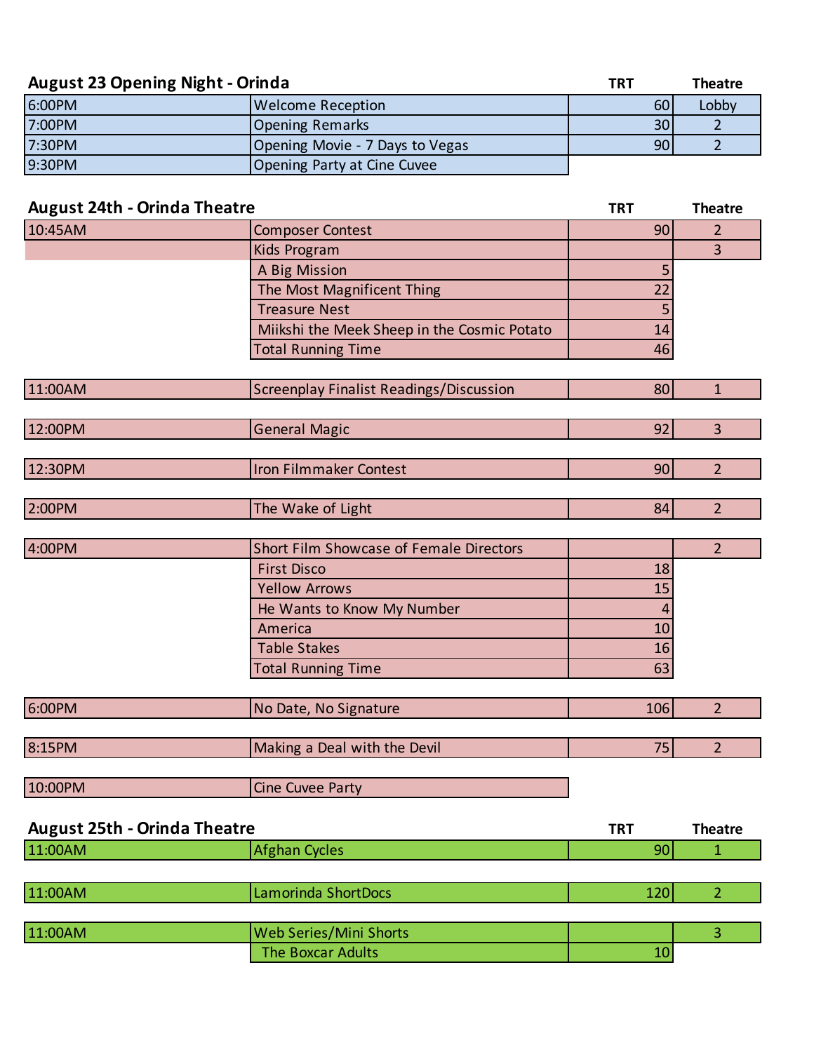## August 23 Opening Night - Orinda

| | | TRT | Theatre |
|---|---|---|---|
| 6:00PM | Welcome Reception | 60 | Lobby |
| 7:00PM | Opening Remarks | 30 | 2 |
| 7:30PM | Opening Movie - 7 Days to Vegas | 90 | 2 |
| 9:30PM | Opening Party at Cine Cuvee | | |

## August 24th - Orinda Theatre

| | | TRT | Theatre |
|---|---|---|---|
| 10:45AM | Composer Contest | 90 | 2 |
| | Kids Program | | 3 |
| | A Big Mission | 5 | |
| | The Most Magnificent Thing | 22 | |
| | Treasure Nest | 5 | |
| | Miikshi the Meek Sheep in the Cosmic Potato | 14 | |
| | Total Running Time | 46 | |
| 11:00AM | Screenplay Finalist Readings/Discussion | 80 | 1 |
| 12:00PM | General Magic | 92 | 3 |
| 12:30PM | Iron Filmmaker Contest | 90 | 2 |
| 2:00PM | The Wake of Light | 84 | 2 |
| 4:00PM | Short Film Showcase of Female Directors | | 2 |
| | First Disco | 18 | |
| | Yellow Arrows | 15 | |
| | He Wants to Know My Number | 4 | |
| | America | 10 | |
| | Table Stakes | 16 | |
| | Total Running Time | 63 | |
| 6:00PM | No Date, No Signature | 106 | 2 |
| 8:15PM | Making a Deal with the Devil | 75 | 2 |
| 10:00PM | Cine Cuvee Party | | |

## August 25th - Orinda Theatre

| | | TRT | Theatre |
|---|---|---|---|
| 11:00AM | Afghan Cycles | 90 | 1 |
| 11:00AM | Lamorinda ShortDocs | 120 | 2 |
| 11:00AM | Web Series/Mini Shorts | | 3 |
| | The Boxcar Adults | 10 | |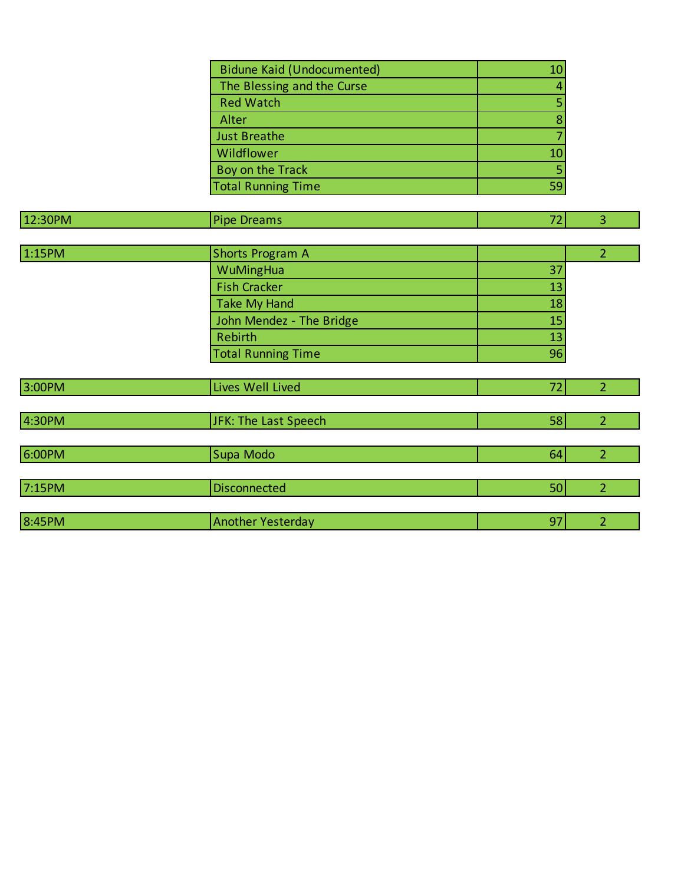| Time | Program | Running Time | Screen |
|---|---|---|---|
| | Bidune Kaid (Undocumented) | 10 | |
| | The Blessing and the Curse | 4 | |
| | Red Watch | 5 | |
| | Alter | 8 | |
| | Just Breathe | 7 | |
| | Wildflower | 10 | |
| | Boy on the Track | 5 | |
| | Total Running Time | 59 | |
| 12:30PM | Pipe Dreams | 72 | 3 |
| 1:15PM | Shorts Program A | | 2 |
| | WuMingHua | 37 | |
| | Fish Cracker | 13 | |
| | Take My Hand | 18 | |
| | John Mendez - The Bridge | 15 | |
| | Rebirth | 13 | |
| | Total Running Time | 96 | |
| 3:00PM | Lives Well Lived | 72 | 2 |
| 4:30PM | JFK: The Last Speech | 58 | 2 |
| 6:00PM | Supa Modo | 64 | 2 |
| 7:15PM | Disconnected | 50 | 2 |
| 8:45PM | Another Yesterday | 97 | 2 |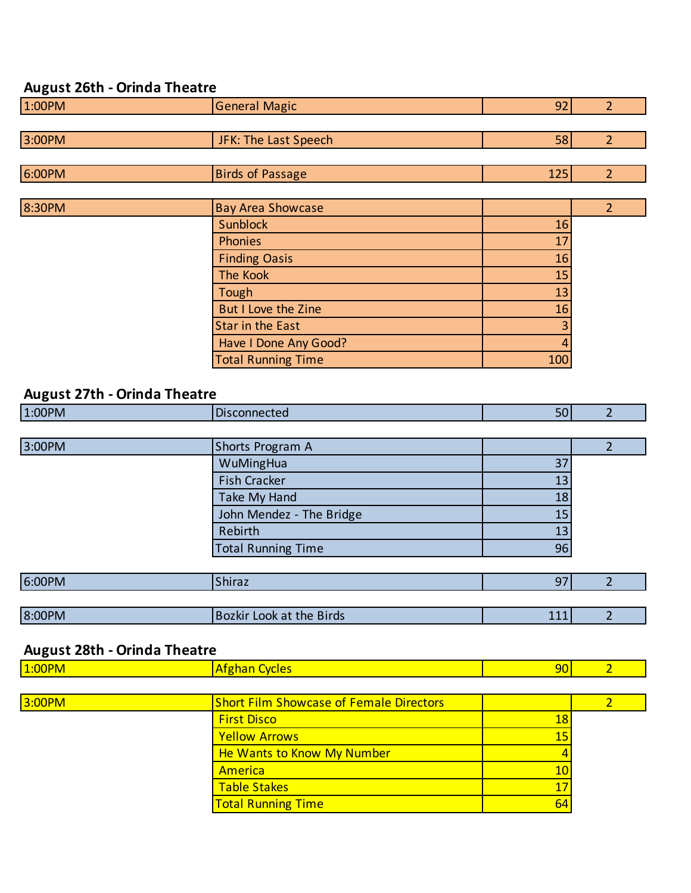### August 26th - Orinda Theatre

| Time | Program | Running Time | |
|---|---|---|---|
| 1:00PM | General Magic | 92 | 2 |
| 3:00PM | JFK: The Last Speech | 58 | 2 |
| 6:00PM | Birds of Passage | 125 | 2 |
| 8:30PM | Bay Area Showcase | | 2 |
| | Sunblock | 16 | |
| | Phonies | 17 | |
| | Finding Oasis | 16 | |
| | The Kook | 15 | |
| | Tough | 13 | |
| | But I Love the Zine | 16 | |
| | Star in the East | 3 | |
| | Have I Done Any Good? | 4 | |
| | Total Running Time | 100 | |

### August 27th - Orinda Theatre

| Time | Program | Running Time | |
|---|---|---|---|
| 1:00PM | Disconnected | 50 | 2 |
| 3:00PM | Shorts Program A | | 2 |
| | WuMingHua | 37 | |
| | Fish Cracker | 13 | |
| | Take My Hand | 18 | |
| | John Mendez - The Bridge | 15 | |
| | Rebirth | 13 | |
| | Total Running Time | 96 | |
| 6:00PM | Shiraz | 97 | 2 |
| 8:00PM | Bozkir Look at the Birds | 111 | 2 |

### August 28th - Orinda Theatre

| Time | Program | Running Time | |
|---|---|---|---|
| 1:00PM | Afghan Cycles | 90 | 2 |
| 3:00PM | Short Film Showcase of Female Directors | | 2 |
| | First Disco | 18 | |
| | Yellow Arrows | 15 | |
| | He Wants to Know My Number | 4 | |
| | America | 10 | |
| | Table Stakes | 17 | |
| | Total Running Time | 64 | |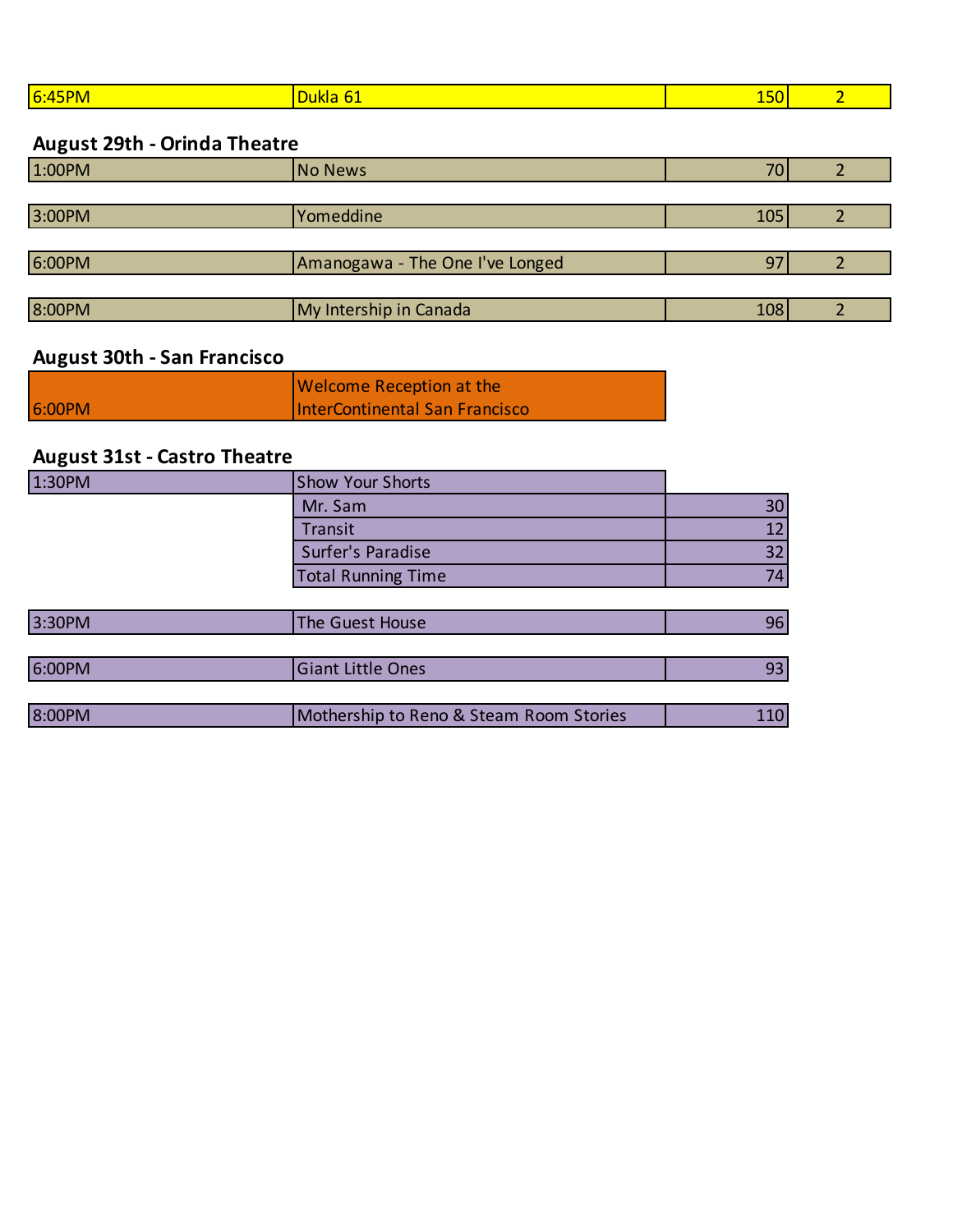| | | | |
|---|---|---|---|
| 6:45PM | Dukla 61 | 150 | 2 |

**August 29th - Orinda Theatre**

| | | | |
|---|---|---|---|
| 1:00PM | No News | 70 | 2 |
| 3:00PM | Yomeddine | 105 | 2 |
| 6:00PM | Amanogawa - The One I've Longed | 97 | 2 |
| 8:00PM | My Intership in Canada | 108 | 2 |

**August 30th - San Francisco**

| | |
|---|---|
| 6:00PM | Welcome Reception at the InterContinental San Francisco |

**August 31st - Castro Theatre**

| | | |
|---|---|---|
| 1:30PM | Show Your Shorts | |
| | Mr. Sam | 30 |
| | Transit | 12 |
| | Surfer's Paradise | 32 |
| | Total Running Time | 74 |
| 3:30PM | The Guest House | 96 |
| 6:00PM | Giant Little Ones | 93 |
| 8:00PM | Mothership to Reno & Steam Room Stories | 110 |